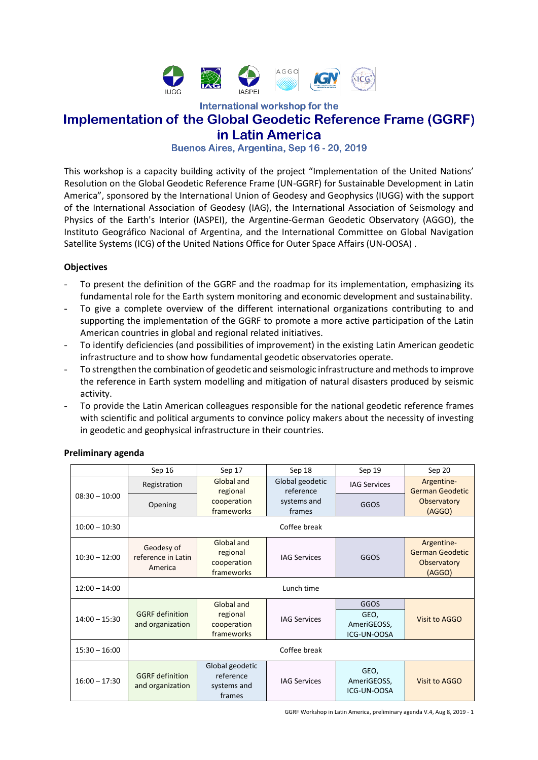IUGG IAG IASPEI AGGO IGN ICG

### International workshop for the

# Implementation of the Global Geodetic Reference Frame (GGRF) in Latin America

### Buenos Aires, Argentina, Sep 16 - 20, 2019

This workshop is a capacity building activity of the project "Implementation of the United Nations' Resolution on the Global Geodetic Reference Frame (UN-GGRF) for Sustainable Development in Latin America", sponsored by the International Union of Geodesy and Geophysics (IUGG) with the support of the International Association of Geodesy (IAG), the International Association of Seismology and Physics of the Earth's Interior (IASPEI), the Argentine-German Geodetic Observatory (AGGO), the Instituto Geográfico Nacional of Argentina, and the International Committee on Global Navigation Satellite Systems (ICG) of the United Nations Office for Outer Space Affairs (UN-OOSA) .

**Objectives**

- To present the definition of the GGRF and the roadmap for its implementation, emphasizing its fundamental role for the Earth system monitoring and economic development and sustainability.
- To give a complete overview of the different international organizations contributing to and supporting the implementation of the GGRF to promote a more active participation of the Latin American countries in global and regional related initiatives.
- To identify deficiencies (and possibilities of improvement) in the existing Latin American geodetic infrastructure and to show how fundamental geodetic observatories operate.
- To strengthen the combination of geodetic and seismologic infrastructure and methods to improve the reference in Earth system modelling and mitigation of natural disasters produced by seismic activity.
- To provide the Latin American colleagues responsible for the national geodetic reference frames with scientific and political arguments to convince policy makers about the necessity of investing in geodetic and geophysical infrastructure in their countries.

**Preliminary agenda**

| | Sep 16 | Sep 17 | Sep 18 | Sep 19 | Sep 20 |
|---|---|---|---|---|---|
| 08:30 – 10:00 | Registration | Global and regional cooperation frameworks | Global geodetic reference systems and frames | IAG Services | Argentine-German Geodetic Observatory (AGGO) |
| | Opening | | | GGOS | |
| 10:00 – 10:30 | Coffee break | | | | |
| 10:30 – 12:00 | Geodesy of reference in Latin America | Global and regional cooperation frameworks | IAG Services | GGOS | Argentine-German Geodetic Observatory (AGGO) |
| 12:00 – 14:00 | Lunch time | | | | |
| 14:00 – 15:30 | GGRF definition and organization | Global and regional cooperation frameworks | IAG Services | GGOS | Visit to AGGO |
| | | | | GEO, AmeriGEOSS, ICG-UN-OOSA | |
| 15:30 – 16:00 | Coffee break | | | | |
| 16:00 – 17:30 | GGRF definition and organization | Global geodetic reference systems and frames | IAG Services | GEO, AmeriGEOSS, ICG-UN-OOSA | Visit to AGGO |

GGRF Workshop in Latin America, preliminary agenda V.4, Aug 8, 2019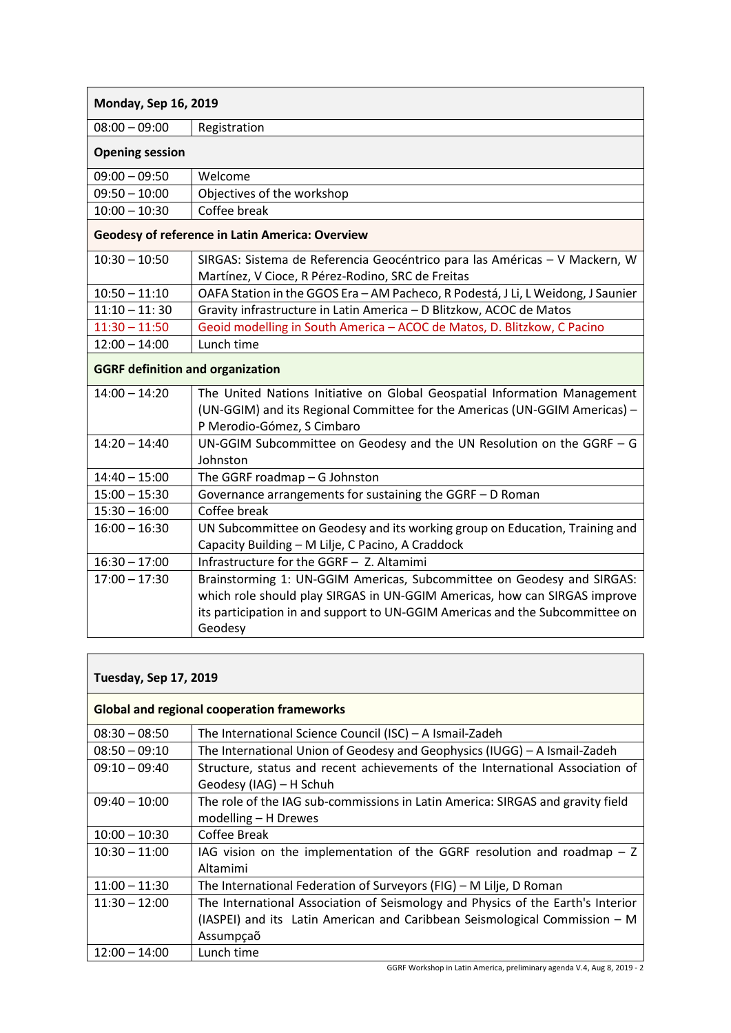| Monday, Sep 16, 2019 | |
|---|---|
| 08:00 – 09:00 | Registration |
| **Opening session** | |
| 09:00 – 09:50 | Welcome |
| 09:50 – 10:00 | Objectives of the workshop |
| 10:00 – 10:30 | Coffee break |
| **Geodesy of reference in Latin America: Overview** | |
| 10:30 – 10:50 | SIRGAS: Sistema de Referencia Geocéntrico para las Américas – V Mackern, W Martínez, V Cioce, R Pérez-Rodino, SRC de Freitas |
| 10:50 – 11:10 | OAFA Station in the GGOS Era – AM Pacheco, R Podestá, J Li, L Weidong, J Saunier |
| 11:10 – 11: 30 | Gravity infrastructure in Latin America – D Blitzkow, ACOC de Matos |
| 11:30 – 11:50 | Geoid modelling in South America – ACOC de Matos, D. Blitzkow, C Pacino |
| 12:00 – 14:00 | Lunch time |
| **GGRF definition and organization** | |
| 14:00 – 14:20 | The United Nations Initiative on Global Geospatial Information Management (UN-GGIM) and its Regional Committee for the Americas (UN-GGIM Americas) – P Merodio-Gómez, S Cimbaro |
| 14:20 – 14:40 | UN-GGIM Subcommittee on Geodesy and the UN Resolution on the GGRF – G Johnston |
| 14:40 – 15:00 | The GGRF roadmap – G Johnston |
| 15:00 – 15:30 | Governance arrangements for sustaining the GGRF – D Roman |
| 15:30 – 16:00 | Coffee break |
| 16:00 – 16:30 | UN Subcommittee on Geodesy and its working group on Education, Training and Capacity Building – M Lilje, C Pacino, A Craddock |
| 16:30 – 17:00 | Infrastructure for the GGRF – Z. Altamimi |
| 17:00 – 17:30 | Brainstorming 1: UN-GGIM Americas, Subcommittee on Geodesy and SIRGAS: which role should play SIRGAS in UN-GGIM Americas, how can SIRGAS improve its participation in and support to UN-GGIM Americas and the Subcommittee on Geodesy |

| Tuesday, Sep 17, 2019 | |
|---|---|
| **Global and regional cooperation frameworks** | |
| 08:30 – 08:50 | The International Science Council (ISC) – A Ismail-Zadeh |
| 08:50 – 09:10 | The International Union of Geodesy and Geophysics (IUGG) – A Ismail-Zadeh |
| 09:10 – 09:40 | Structure, status and recent achievements of the International Association of Geodesy (IAG) – H Schuh |
| 09:40 – 10:00 | The role of the IAG sub-commissions in Latin America: SIRGAS and gravity field modelling – H Drewes |
| 10:00 – 10:30 | Coffee Break |
| 10:30 – 11:00 | IAG vision on the implementation of the GGRF resolution and roadmap – Z Altamimi |
| 11:00 – 11:30 | The International Federation of Surveyors (FIG) – M Lilje, D Roman |
| 11:30 – 12:00 | The International Association of Seismology and Physics of the Earth's Interior (IASPEI) and its Latin American and Caribbean Seismological Commission – M Assumpçaõ |
| 12:00 – 14:00 | Lunch time |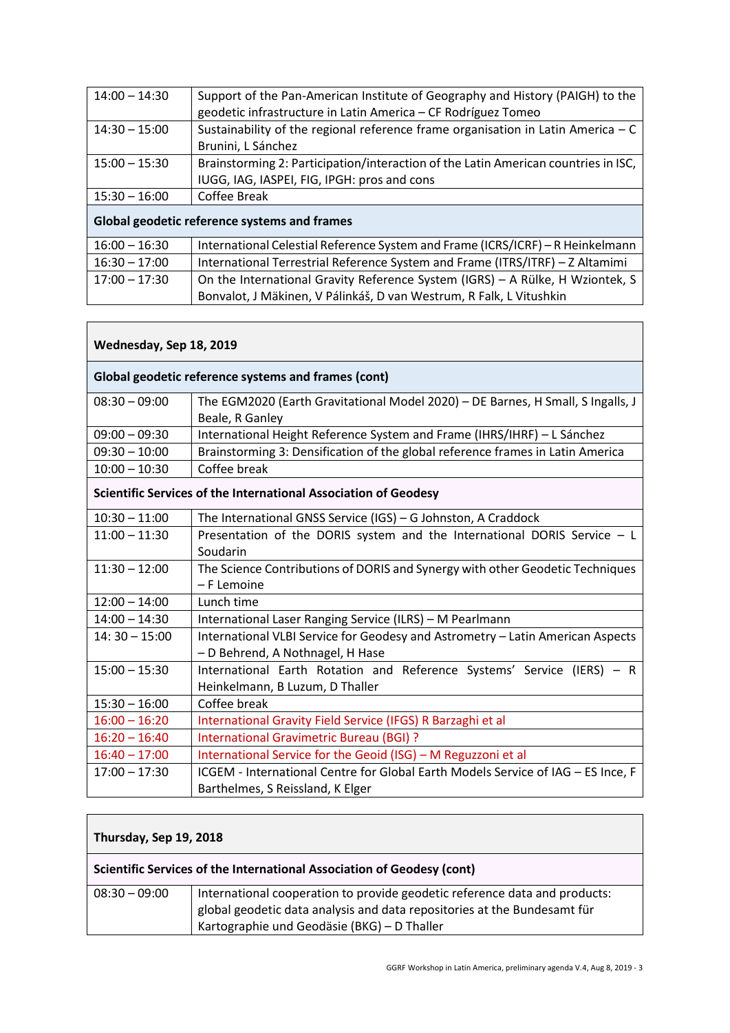| | |
|---|---|
| 14:00 – 14:30 | Support of the Pan-American Institute of Geography and History (PAIGH) to the geodetic infrastructure in Latin America – CF Rodríguez Tomeo |
| 14:30 – 15:00 | Sustainability of the regional reference frame organisation in Latin America – C Brunini, L Sánchez |
| 15:00 – 15:30 | Brainstorming 2: Participation/interaction of the Latin American countries in ISC, IUGG, IAG, IASPEI, FIG, IPGH: pros and cons |
| 15:30 – 16:00 | Coffee Break |
| **Global geodetic reference systems and frames** | |
| 16:00 – 16:30 | International Celestial Reference System and Frame (ICRS/ICRF) – R Heinkelmann |
| 16:30 – 17:00 | International Terrestrial Reference System and Frame (ITRS/ITRF) – Z Altamimi |
| 17:00 – 17:30 | On the International Gravity Reference System (IGRS) – A Rülke, H Wziontek, S Bonvalot, J Mäkinen, V Pálinkáš, D van Westrum, R Falk, L Vitushkin |

| **Wednesday, Sep 18, 2019** | |
|---|---|
| **Global geodetic reference systems and frames (cont)** | |
| 08:30 – 09:00 | The EGM2020 (Earth Gravitational Model 2020) – DE Barnes, H Small, S Ingalls, J Beale, R Ganley |
| 09:00 – 09:30 | International Height Reference System and Frame (IHRS/IHRF) – L Sánchez |
| 09:30 – 10:00 | Brainstorming 3: Densification of the global reference frames in Latin America |
| 10:00 – 10:30 | Coffee break |
| **Scientific Services of the International Association of Geodesy** | |
| 10:30 – 11:00 | The International GNSS Service (IGS) – G Johnston, A Craddock |
| 11:00 – 11:30 | Presentation of the DORIS system and the International DORIS Service – L Soudarin |
| 11:30 – 12:00 | The Science Contributions of DORIS and Synergy with other Geodetic Techniques – F Lemoine |
| 12:00 – 14:00 | Lunch time |
| 14:00 – 14:30 | International Laser Ranging Service (ILRS) – M Pearlmann |
| 14: 30 – 15:00 | International VLBI Service for Geodesy and Astrometry – Latin American Aspects – D Behrend, A Nothnagel, H Hase |
| 15:00 – 15:30 | International Earth Rotation and Reference Systems' Service (IERS) – R Heinkelmann, B Luzum, D Thaller |
| 15:30 – 16:00 | Coffee break |
| 16:00 – 16:20 | International Gravity Field Service (IFGS) R Barzaghi et al |
| 16:20 – 16:40 | International Gravimetric Bureau (BGI) ? |
| 16:40 – 17:00 | International Service for the Geoid (ISG) – M Reguzzoni et al |
| 17:00 – 17:30 | ICGEM - International Centre for Global Earth Models Service of IAG – ES Ince, F Barthelmes, S Reissland, K Elger |

| **Thursday, Sep 19, 2018** | |
|---|---|
| **Scientific Services of the International Association of Geodesy (cont)** | |
| 08:30 – 09:00 | International cooperation to provide geodetic reference data and products: global geodetic data analysis and data repositories at the Bundesamt für Kartographie und Geodäsie (BKG) – D Thaller |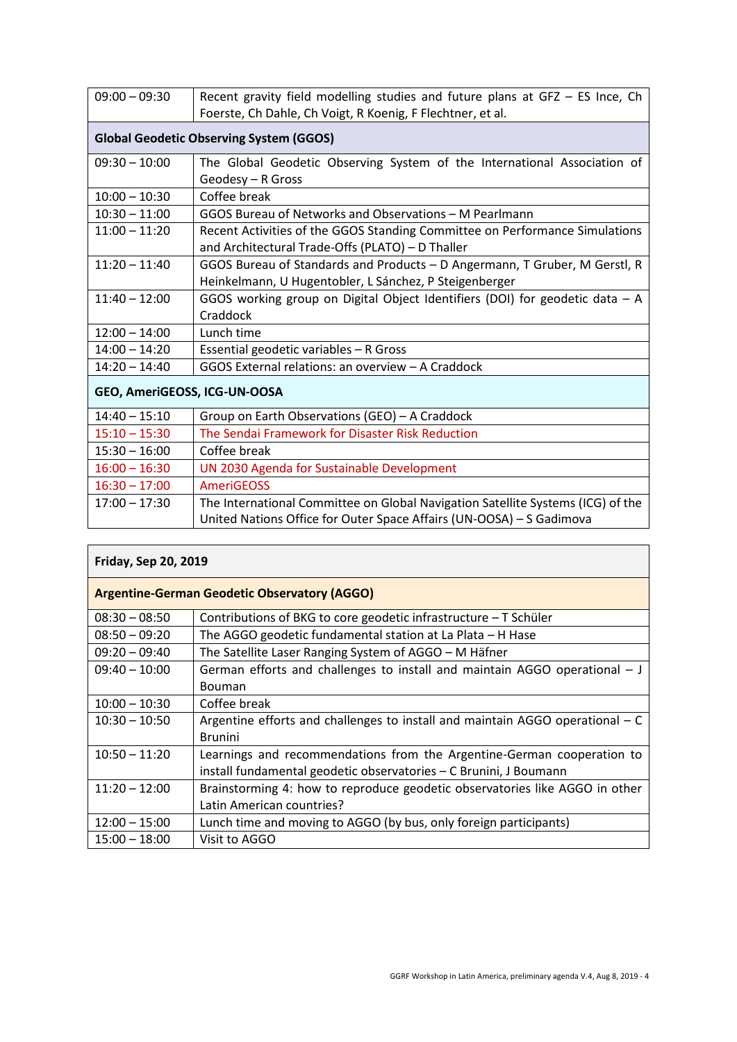| | |
|---|---|
| 09:00 – 09:30 | Recent gravity field modelling studies and future plans at GFZ – ES Ince, Ch Foerste, Ch Dahle, Ch Voigt, R Koenig, F Flechtner, et al. |
| **Global Geodetic Observing System (GGOS)** | |
| 09:30 – 10:00 | The Global Geodetic Observing System of the International Association of Geodesy – R Gross |
| 10:00 – 10:30 | Coffee break |
| 10:30 – 11:00 | GGOS Bureau of Networks and Observations – M Pearlmann |
| 11:00 – 11:20 | Recent Activities of the GGOS Standing Committee on Performance Simulations and Architectural Trade-Offs (PLATO) – D Thaller |
| 11:20 – 11:40 | GGOS Bureau of Standards and Products – D Angermann, T Gruber, M Gerstl, R Heinkelmann, U Hugentobler, L Sánchez, P Steigenberger |
| 11:40 – 12:00 | GGOS working group on Digital Object Identifiers (DOI) for geodetic data – A Craddock |
| 12:00 – 14:00 | Lunch time |
| 14:00 – 14:20 | Essential geodetic variables – R Gross |
| 14:20 – 14:40 | GGOS External relations: an overview – A Craddock |
| **GEO, AmeriGEOSS, ICG-UN-OOSA** | |
| 14:40 – 15:10 | Group on Earth Observations (GEO) – A Craddock |
| 15:10 – 15:30 | The Sendai Framework for Disaster Risk Reduction |
| 15:30 – 16:00 | Coffee break |
| 16:00 – 16:30 | UN 2030 Agenda for Sustainable Development |
| 16:30 – 17:00 | AmeriGEOSS |
| 17:00 – 17:30 | The International Committee on Global Navigation Satellite Systems (ICG) of the United Nations Office for Outer Space Affairs (UN-OOSA) – S Gadimova |

| **Friday, Sep 20, 2019** | |
|---|---|
| **Argentine-German Geodetic Observatory (AGGO)** | |
| 08:30 – 08:50 | Contributions of BKG to core geodetic infrastructure – T Schüler |
| 08:50 – 09:20 | The AGGO geodetic fundamental station at La Plata – H Hase |
| 09:20 – 09:40 | The Satellite Laser Ranging System of AGGO – M Häfner |
| 09:40 – 10:00 | German efforts and challenges to install and maintain AGGO operational – J Bouman |
| 10:00 – 10:30 | Coffee break |
| 10:30 – 10:50 | Argentine efforts and challenges to install and maintain AGGO operational – C Brunini |
| 10:50 – 11:20 | Learnings and recommendations from the Argentine-German cooperation to install fundamental geodetic observatories – C Brunini, J Boumann |
| 11:20 – 12:00 | Brainstorming 4: how to reproduce geodetic observatories like AGGO in other Latin American countries? |
| 12:00 – 15:00 | Lunch time and moving to AGGO (by bus, only foreign participants) |
| 15:00 – 18:00 | Visit to AGGO |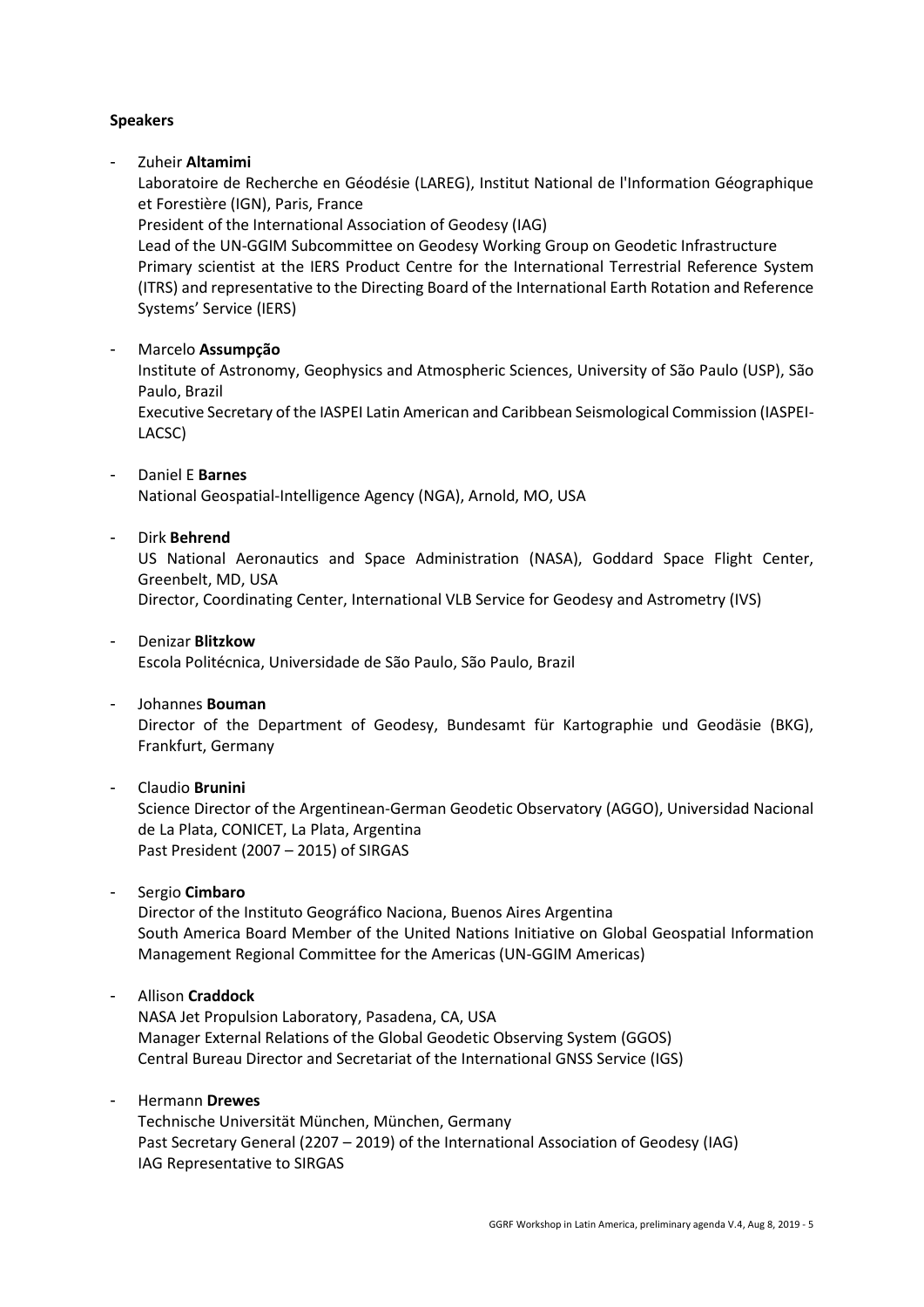**Speakers**

- Zuheir **Altamimi**
  Laboratoire de Recherche en Géodésie (LAREG), Institut National de l'Information Géographique et Forestière (IGN), Paris, France
  President of the International Association of Geodesy (IAG)
  Lead of the UN-GGIM Subcommittee on Geodesy Working Group on Geodetic Infrastructure
  Primary scientist at the IERS Product Centre for the International Terrestrial Reference System (ITRS) and representative to the Directing Board of the International Earth Rotation and Reference Systems' Service (IERS)

- Marcelo **Assumpção**
  Institute of Astronomy, Geophysics and Atmospheric Sciences, University of São Paulo (USP), São Paulo, Brazil
  Executive Secretary of the IASPEI Latin American and Caribbean Seismological Commission (IASPEI-LACSC)

- Daniel E **Barnes**
  National Geospatial-Intelligence Agency (NGA), Arnold, MO, USA

- Dirk **Behrend**
  US National Aeronautics and Space Administration (NASA), Goddard Space Flight Center, Greenbelt, MD, USA
  Director, Coordinating Center, International VLB Service for Geodesy and Astrometry (IVS)

- Denizar **Blitzkow**
  Escola Politécnica, Universidade de São Paulo, São Paulo, Brazil

- Johannes **Bouman**
  Director of the Department of Geodesy, Bundesamt für Kartographie und Geodäsie (BKG), Frankfurt, Germany

- Claudio **Brunini**
  Science Director of the Argentinean-German Geodetic Observatory (AGGO), Universidad Nacional de La Plata, CONICET, La Plata, Argentina
  Past President (2007 – 2015) of SIRGAS

- Sergio **Cimbaro**
  Director of the Instituto Geográfico Naciona, Buenos Aires Argentina
  South America Board Member of the United Nations Initiative on Global Geospatial Information Management Regional Committee for the Americas (UN-GGIM Americas)

- Allison **Craddock**
  NASA Jet Propulsion Laboratory, Pasadena, CA, USA
  Manager External Relations of the Global Geodetic Observing System (GGOS)
  Central Bureau Director and Secretariat of the International GNSS Service (IGS)

- Hermann **Drewes**
  Technische Universität München, München, Germany
  Past Secretary General (2207 – 2019) of the International Association of Geodesy (IAG)
  IAG Representative to SIRGAS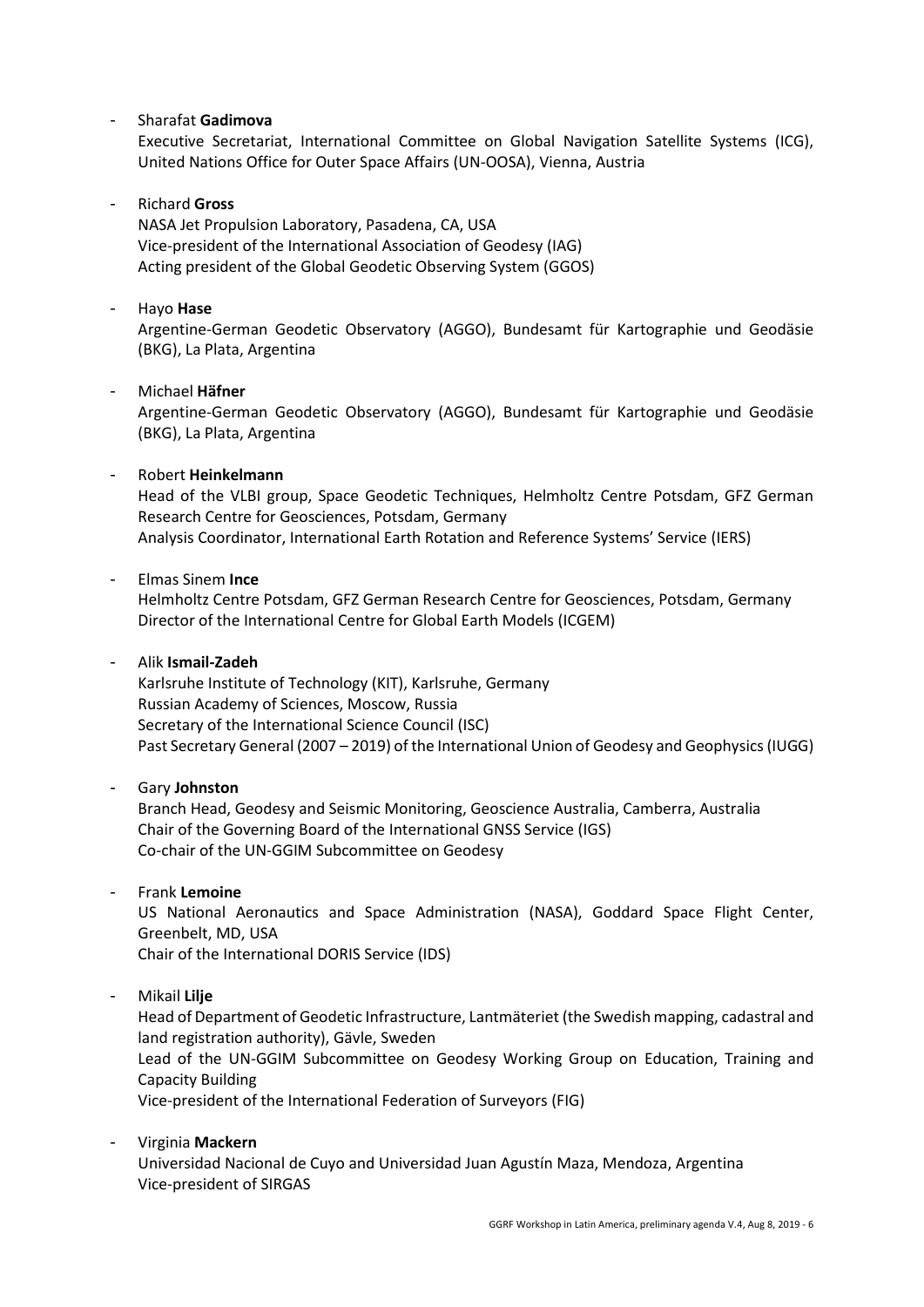- Sharafat **Gadimova**
  Executive Secretariat, International Committee on Global Navigation Satellite Systems (ICG), United Nations Office for Outer Space Affairs (UN-OOSA), Vienna, Austria

- Richard **Gross**
  NASA Jet Propulsion Laboratory, Pasadena, CA, USA
  Vice-president of the International Association of Geodesy (IAG)
  Acting president of the Global Geodetic Observing System (GGOS)

- Hayo **Hase**
  Argentine-German Geodetic Observatory (AGGO), Bundesamt für Kartographie und Geodäsie (BKG), La Plata, Argentina

- Michael **Häfner**
  Argentine-German Geodetic Observatory (AGGO), Bundesamt für Kartographie und Geodäsie (BKG), La Plata, Argentina

- Robert **Heinkelmann**
  Head of the VLBI group, Space Geodetic Techniques, Helmholtz Centre Potsdam, GFZ German Research Centre for Geosciences, Potsdam, Germany
  Analysis Coordinator, International Earth Rotation and Reference Systems' Service (IERS)

- Elmas Sinem **Ince**
  Helmholtz Centre Potsdam, GFZ German Research Centre for Geosciences, Potsdam, Germany
  Director of the International Centre for Global Earth Models (ICGEM)

- Alik **Ismail-Zadeh**
  Karlsruhe Institute of Technology (KIT), Karlsruhe, Germany
  Russian Academy of Sciences, Moscow, Russia
  Secretary of the International Science Council (ISC)
  Past Secretary General (2007 – 2019) of the International Union of Geodesy and Geophysics (IUGG)

- Gary **Johnston**
  Branch Head, Geodesy and Seismic Monitoring, Geoscience Australia, Camberra, Australia
  Chair of the Governing Board of the International GNSS Service (IGS)
  Co-chair of the UN-GGIM Subcommittee on Geodesy

- Frank **Lemoine**
  US National Aeronautics and Space Administration (NASA), Goddard Space Flight Center, Greenbelt, MD, USA
  Chair of the International DORIS Service (IDS)

- Mikail **Lilje**
  Head of Department of Geodetic Infrastructure, Lantmäteriet (the Swedish mapping, cadastral and land registration authority), Gävle, Sweden
  Lead of the UN-GGIM Subcommittee on Geodesy Working Group on Education, Training and Capacity Building
  Vice-president of the International Federation of Surveyors (FIG)

- Virginia **Mackern**
  Universidad Nacional de Cuyo and Universidad Juan Agustín Maza, Mendoza, Argentina
  Vice-president of SIRGAS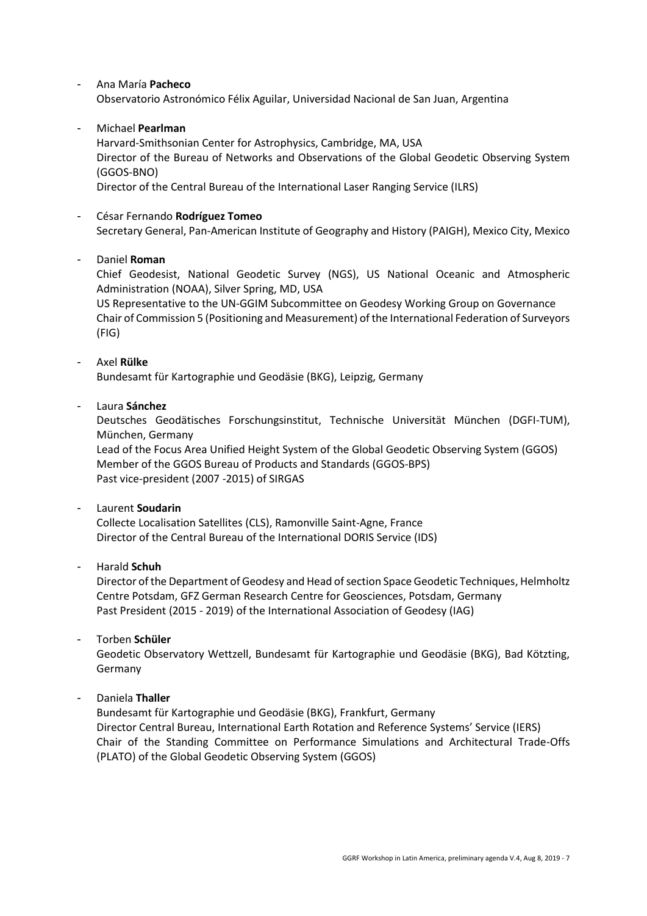- Ana María **Pacheco**
  Observatorio Astronómico Félix Aguilar, Universidad Nacional de San Juan, Argentina

- Michael **Pearlman**
  Harvard-Smithsonian Center for Astrophysics, Cambridge, MA, USA
  Director of the Bureau of Networks and Observations of the Global Geodetic Observing System (GGOS-BNO)
  Director of the Central Bureau of the International Laser Ranging Service (ILRS)

- César Fernando **Rodríguez Tomeo**
  Secretary General, Pan-American Institute of Geography and History (PAIGH), Mexico City, Mexico

- Daniel **Roman**
  Chief Geodesist, National Geodetic Survey (NGS), US National Oceanic and Atmospheric Administration (NOAA), Silver Spring, MD, USA
  US Representative to the UN-GGIM Subcommittee on Geodesy Working Group on Governance
  Chair of Commission 5 (Positioning and Measurement) of the International Federation of Surveyors (FIG)

- Axel **Rülke**
  Bundesamt für Kartographie und Geodäsie (BKG), Leipzig, Germany

- Laura **Sánchez**
  Deutsches Geodätisches Forschungsinstitut, Technische Universität München (DGFI-TUM), München, Germany
  Lead of the Focus Area Unified Height System of the Global Geodetic Observing System (GGOS)
  Member of the GGOS Bureau of Products and Standards (GGOS-BPS)
  Past vice-president (2007 -2015) of SIRGAS

- Laurent **Soudarin**
  Collecte Localisation Satellites (CLS), Ramonville Saint-Agne, France
  Director of the Central Bureau of the International DORIS Service (IDS)

- Harald **Schuh**
  Director of the Department of Geodesy and Head of section Space Geodetic Techniques, Helmholtz Centre Potsdam, GFZ German Research Centre for Geosciences, Potsdam, Germany
  Past President (2015 - 2019) of the International Association of Geodesy (IAG)

- Torben **Schüler**
  Geodetic Observatory Wettzell, Bundesamt für Kartographie und Geodäsie (BKG), Bad Kötzting, Germany

- Daniela **Thaller**
  Bundesamt für Kartographie und Geodäsie (BKG), Frankfurt, Germany
  Director Central Bureau, International Earth Rotation and Reference Systems' Service (IERS)
  Chair of the Standing Committee on Performance Simulations and Architectural Trade-Offs (PLATO) of the Global Geodetic Observing System (GGOS)